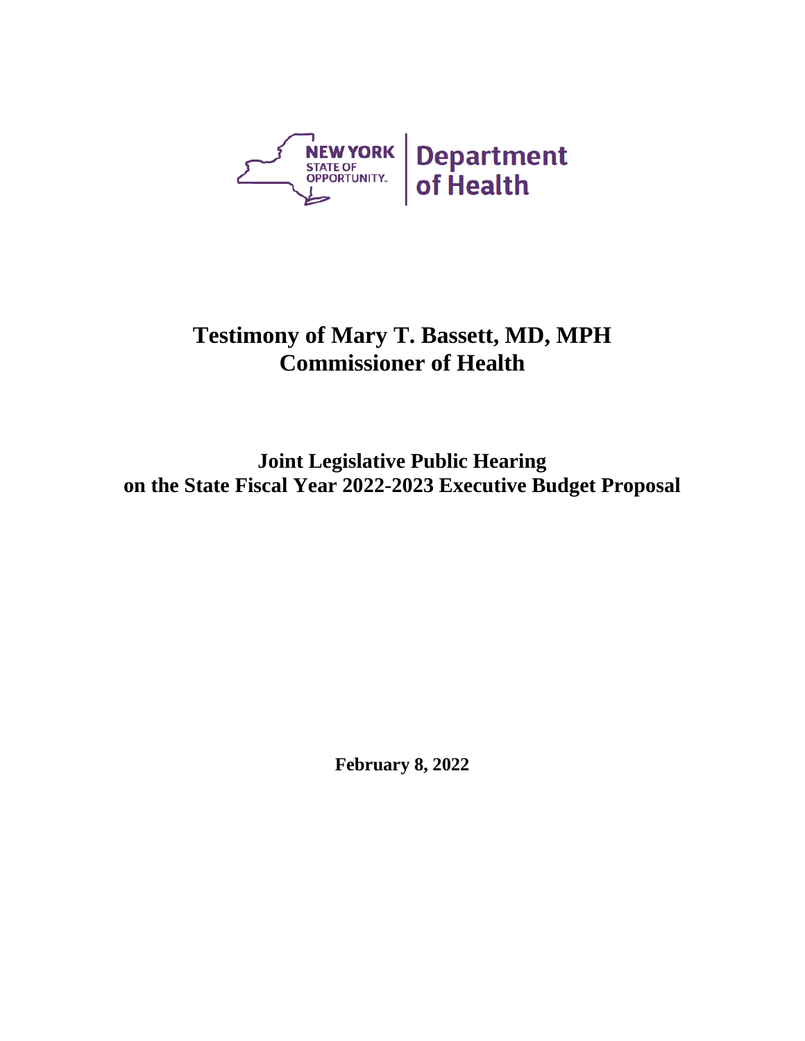NEW YORK STATE OF OPPORTUNITY. | Department of Health

# Testimony of Mary T. Bassett, MD, MPH
# Commissioner of Health

## Joint Legislative Public Hearing
## on the State Fiscal Year 2022-2023 Executive Budget Proposal

**February 8, 2022**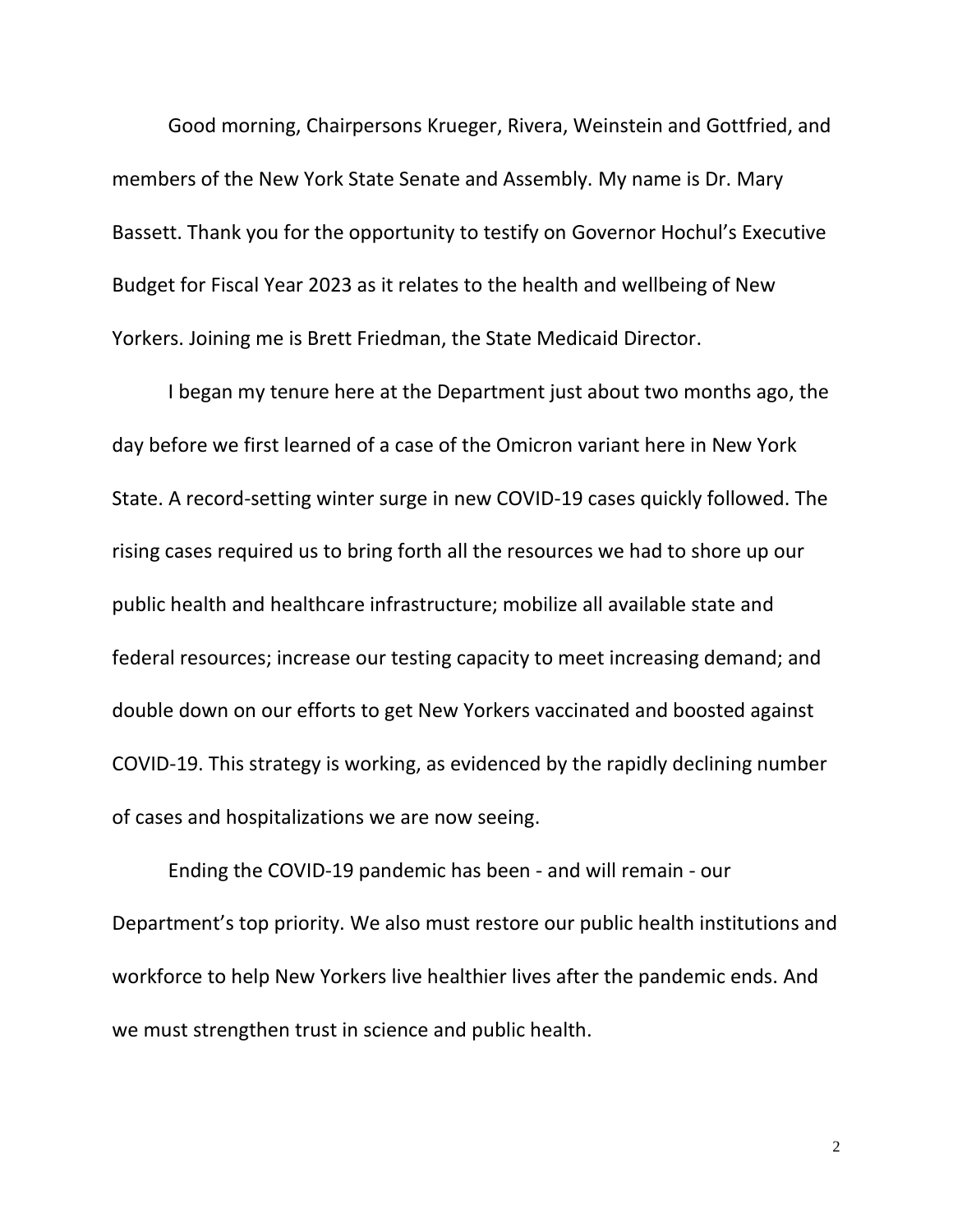Good morning, Chairpersons Krueger, Rivera, Weinstein and Gottfried, and members of the New York State Senate and Assembly. My name is Dr. Mary Bassett. Thank you for the opportunity to testify on Governor Hochul's Executive Budget for Fiscal Year 2023 as it relates to the health and wellbeing of New Yorkers. Joining me is Brett Friedman, the State Medicaid Director.

I began my tenure here at the Department just about two months ago, the day before we first learned of a case of the Omicron variant here in New York State. A record-setting winter surge in new COVID-19 cases quickly followed. The rising cases required us to bring forth all the resources we had to shore up our public health and healthcare infrastructure; mobilize all available state and federal resources; increase our testing capacity to meet increasing demand; and double down on our efforts to get New Yorkers vaccinated and boosted against COVID-19. This strategy is working, as evidenced by the rapidly declining number of cases and hospitalizations we are now seeing.

Ending the COVID-19 pandemic has been - and will remain - our Department's top priority. We also must restore our public health institutions and workforce to help New Yorkers live healthier lives after the pandemic ends. And we must strengthen trust in science and public health.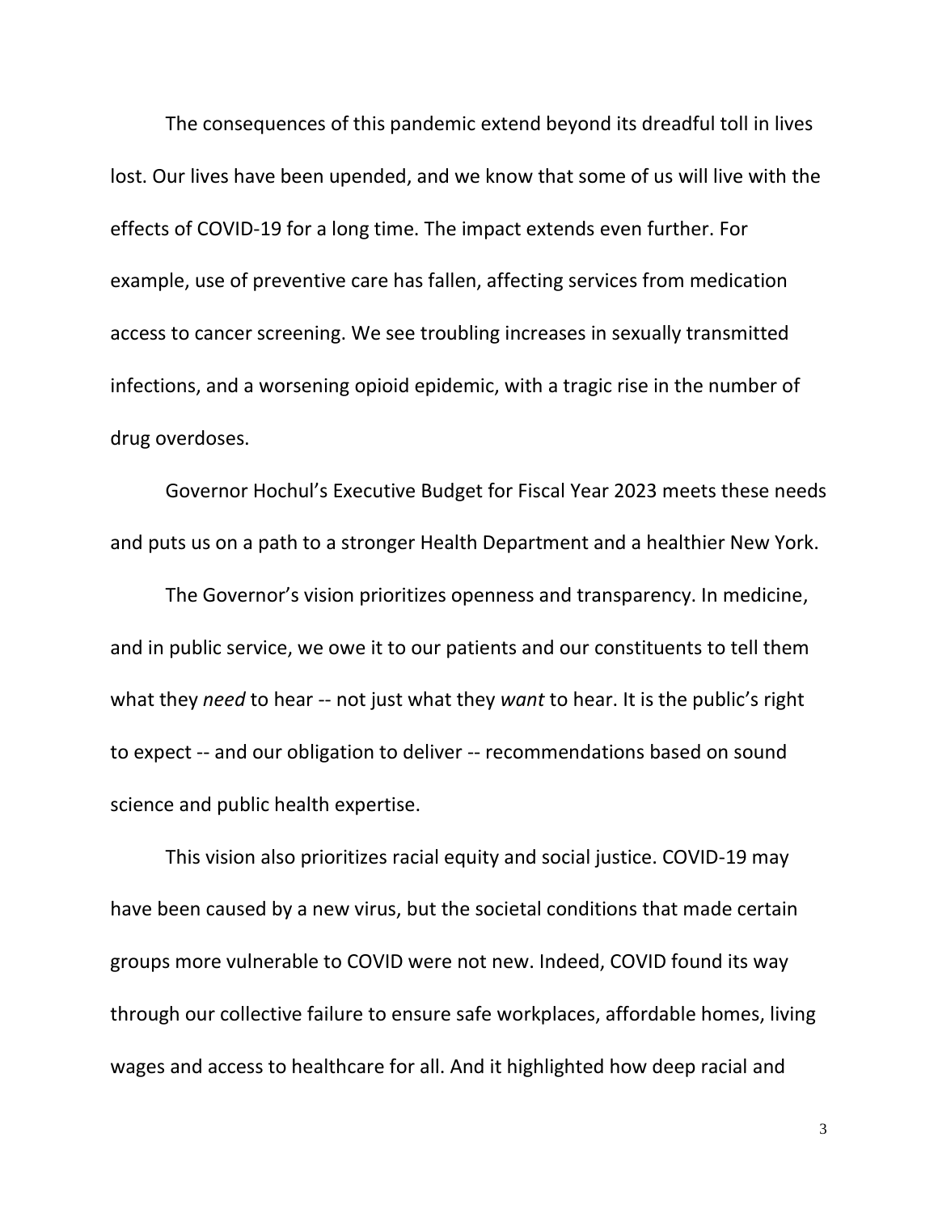The consequences of this pandemic extend beyond its dreadful toll in lives lost. Our lives have been upended, and we know that some of us will live with the effects of COVID-19 for a long time. The impact extends even further. For example, use of preventive care has fallen, affecting services from medication access to cancer screening. We see troubling increases in sexually transmitted infections, and a worsening opioid epidemic, with a tragic rise in the number of drug overdoses.

Governor Hochul's Executive Budget for Fiscal Year 2023 meets these needs and puts us on a path to a stronger Health Department and a healthier New York.

The Governor's vision prioritizes openness and transparency. In medicine, and in public service, we owe it to our patients and our constituents to tell them what they *need* to hear -- not just what they *want* to hear. It is the public's right to expect -- and our obligation to deliver -- recommendations based on sound science and public health expertise.

This vision also prioritizes racial equity and social justice. COVID-19 may have been caused by a new virus, but the societal conditions that made certain groups more vulnerable to COVID were not new. Indeed, COVID found its way through our collective failure to ensure safe workplaces, affordable homes, living wages and access to healthcare for all. And it highlighted how deep racial and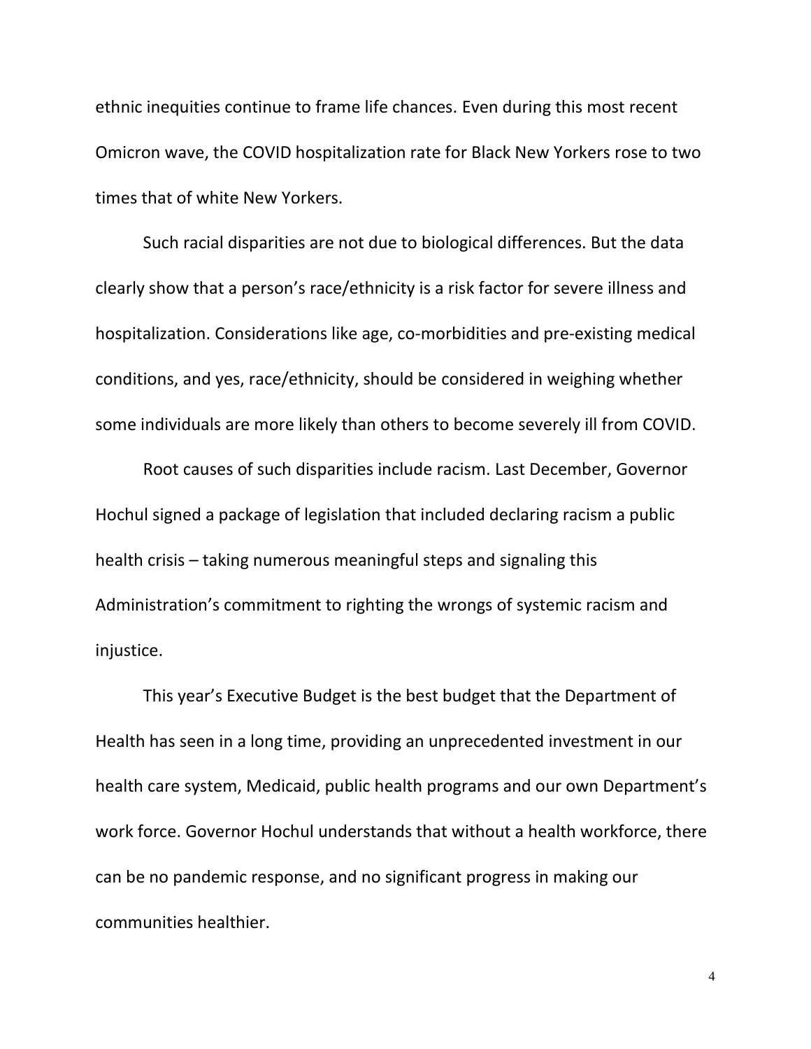ethnic inequities continue to frame life chances. Even during this most recent Omicron wave, the COVID hospitalization rate for Black New Yorkers rose to two times that of white New Yorkers.

Such racial disparities are not due to biological differences. But the data clearly show that a person's race/ethnicity is a risk factor for severe illness and hospitalization. Considerations like age, co-morbidities and pre-existing medical conditions, and yes, race/ethnicity, should be considered in weighing whether some individuals are more likely than others to become severely ill from COVID.

Root causes of such disparities include racism. Last December, Governor Hochul signed a package of legislation that included declaring racism a public health crisis – taking numerous meaningful steps and signaling this Administration's commitment to righting the wrongs of systemic racism and injustice.

This year's Executive Budget is the best budget that the Department of Health has seen in a long time, providing an unprecedented investment in our health care system, Medicaid, public health programs and our own Department's work force. Governor Hochul understands that without a health workforce, there can be no pandemic response, and no significant progress in making our communities healthier.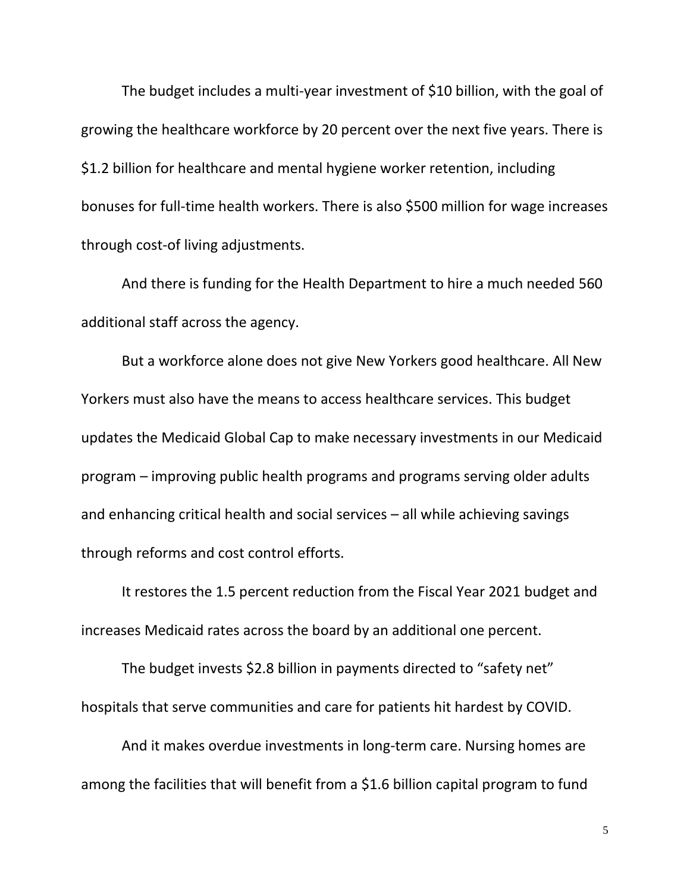The budget includes a multi-year investment of $10 billion, with the goal of growing the healthcare workforce by 20 percent over the next five years. There is $1.2 billion for healthcare and mental hygiene worker retention, including bonuses for full-time health workers. There is also $500 million for wage increases through cost-of living adjustments.

And there is funding for the Health Department to hire a much needed 560 additional staff across the agency.

But a workforce alone does not give New Yorkers good healthcare. All New Yorkers must also have the means to access healthcare services. This budget updates the Medicaid Global Cap to make necessary investments in our Medicaid program – improving public health programs and programs serving older adults and enhancing critical health and social services – all while achieving savings through reforms and cost control efforts.

It restores the 1.5 percent reduction from the Fiscal Year 2021 budget and increases Medicaid rates across the board by an additional one percent.

The budget invests $2.8 billion in payments directed to "safety net" hospitals that serve communities and care for patients hit hardest by COVID.

And it makes overdue investments in long-term care. Nursing homes are among the facilities that will benefit from a $1.6 billion capital program to fund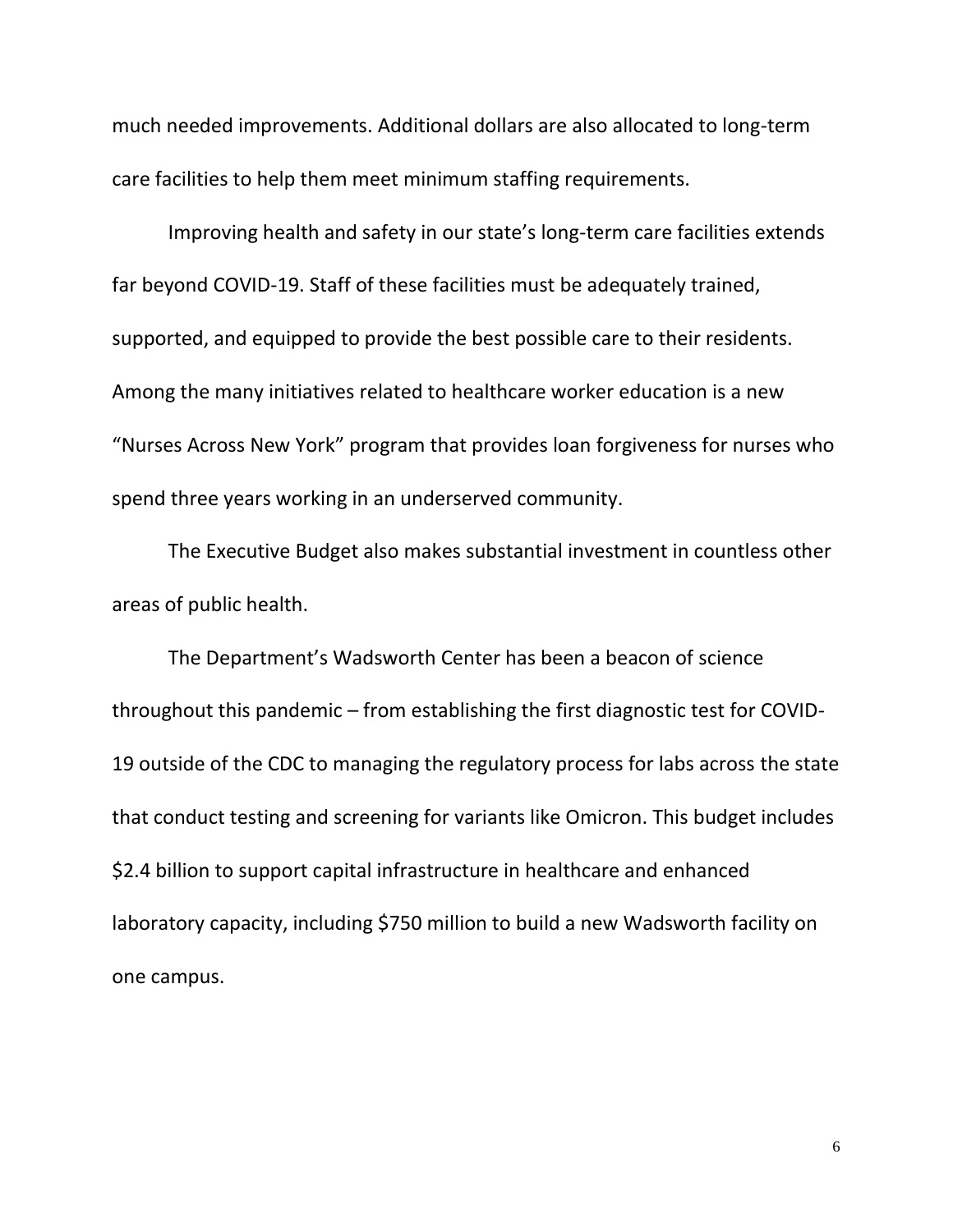much needed improvements. Additional dollars are also allocated to long-term care facilities to help them meet minimum staffing requirements.

Improving health and safety in our state's long-term care facilities extends far beyond COVID-19. Staff of these facilities must be adequately trained, supported, and equipped to provide the best possible care to their residents. Among the many initiatives related to healthcare worker education is a new "Nurses Across New York" program that provides loan forgiveness for nurses who spend three years working in an underserved community.

The Executive Budget also makes substantial investment in countless other areas of public health.

The Department's Wadsworth Center has been a beacon of science throughout this pandemic – from establishing the first diagnostic test for COVID-19 outside of the CDC to managing the regulatory process for labs across the state that conduct testing and screening for variants like Omicron. This budget includes $2.4 billion to support capital infrastructure in healthcare and enhanced laboratory capacity, including $750 million to build a new Wadsworth facility on one campus.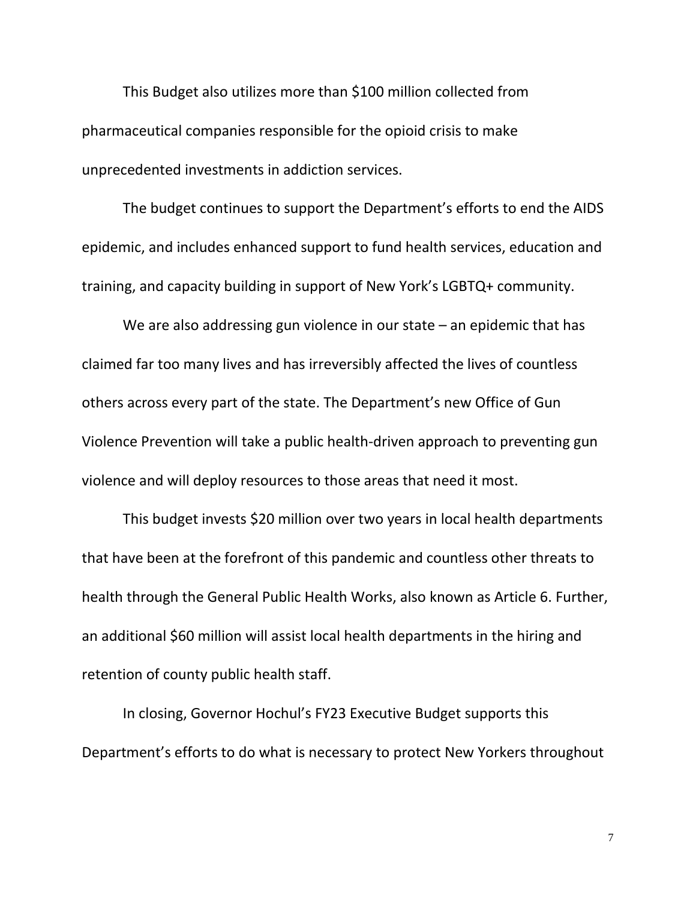This Budget also utilizes more than $100 million collected from pharmaceutical companies responsible for the opioid crisis to make unprecedented investments in addiction services.

The budget continues to support the Department's efforts to end the AIDS epidemic, and includes enhanced support to fund health services, education and training, and capacity building in support of New York's LGBTQ+ community.

We are also addressing gun violence in our state – an epidemic that has claimed far too many lives and has irreversibly affected the lives of countless others across every part of the state. The Department's new Office of Gun Violence Prevention will take a public health-driven approach to preventing gun violence and will deploy resources to those areas that need it most.

This budget invests $20 million over two years in local health departments that have been at the forefront of this pandemic and countless other threats to health through the General Public Health Works, also known as Article 6. Further, an additional $60 million will assist local health departments in the hiring and retention of county public health staff.

In closing, Governor Hochul's FY23 Executive Budget supports this Department's efforts to do what is necessary to protect New Yorkers throughout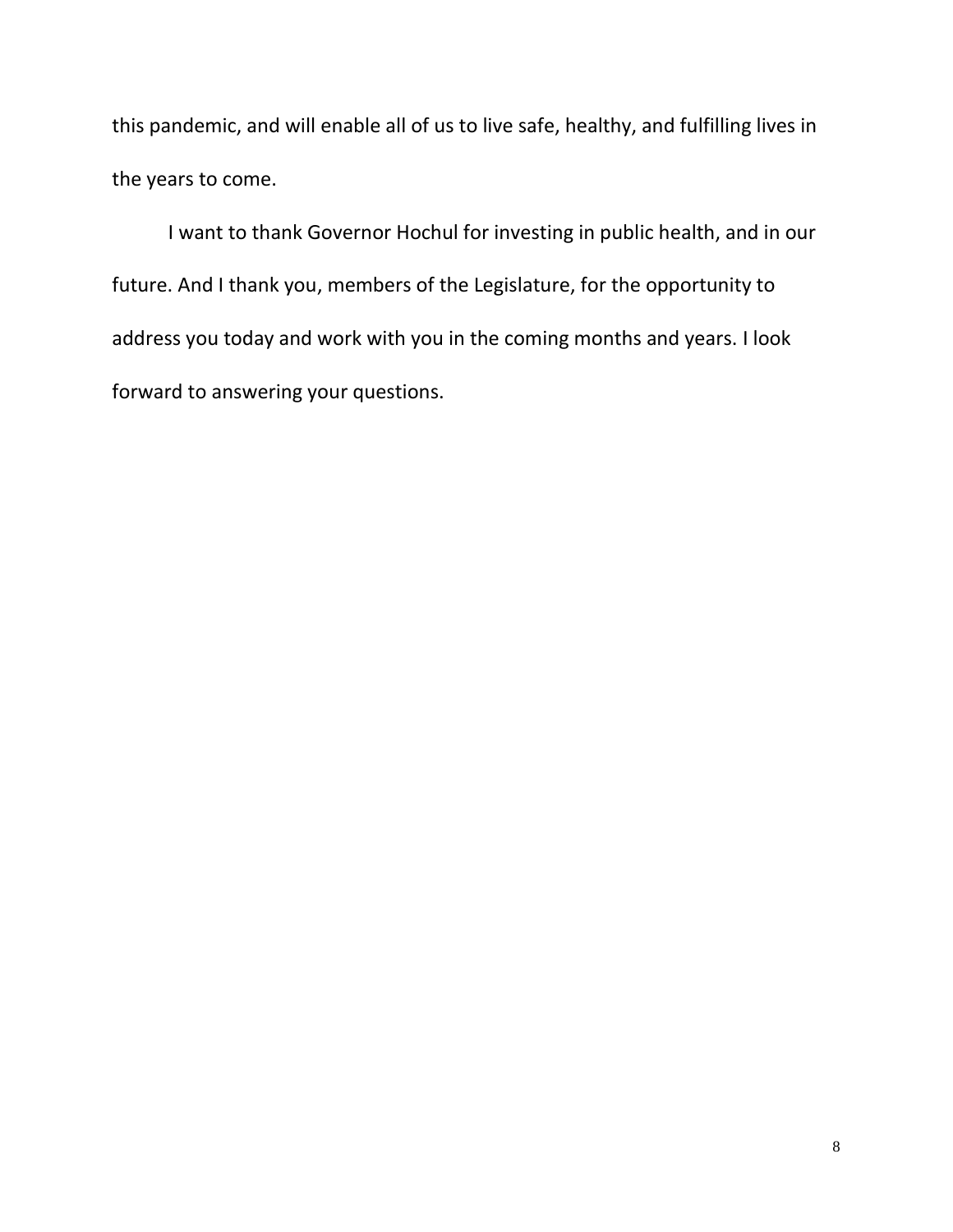this pandemic, and will enable all of us to live safe, healthy, and fulfilling lives in the years to come.

I want to thank Governor Hochul for investing in public health, and in our future. And I thank you, members of the Legislature, for the opportunity to address you today and work with you in the coming months and years. I look forward to answering your questions.